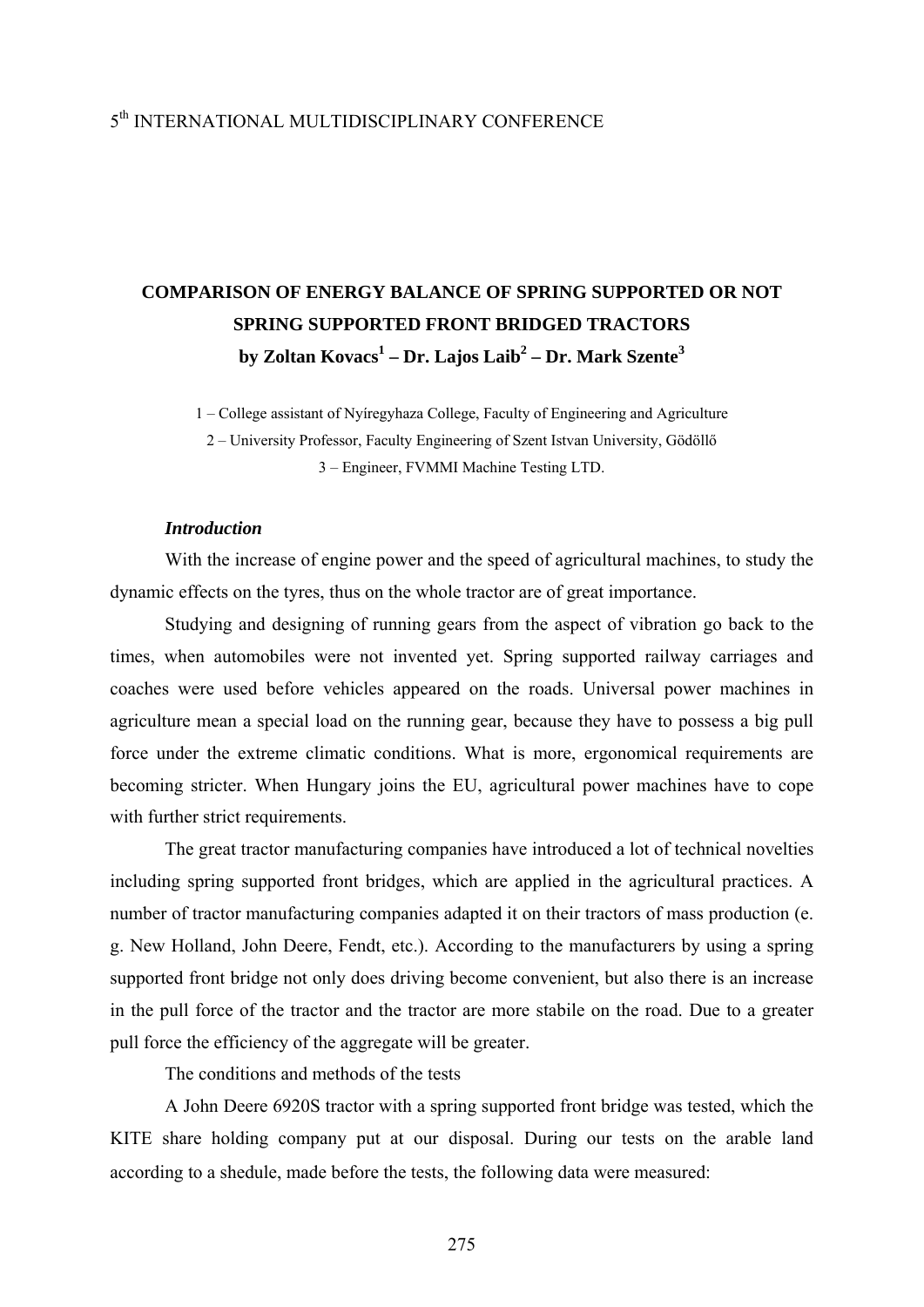5[th] INTERNATIONAL MULTIDISCIPLINARY CONFERENCE

# COMPARISON OF ENERGY BALANCE OF SPRING SUPPORTED OR NOT SPRING SUPPORTED FRONT BRIDGED TRACTORS

**by Zoltan Kovacs[1] – Dr. Lajos Laib[2] – Dr. Mark Szente[3]**

1 – College assistant of Nyíregyhaza College, Faculty of Engineering and Agriculture

2 – University Professor, Faculty Engineering of Szent Istvan University, Gödöllő

3 – Engineer, FVMMI Machine Testing LTD.

***Introduction***

With the increase of engine power and the speed of agricultural machines, to study the dynamic effects on the tyres, thus on the whole tractor are of great importance.

Studying and designing of running gears from the aspect of vibration go back to the times, when automobiles were not invented yet. Spring supported railway carriages and coaches were used before vehicles appeared on the roads. Universal power machines in agriculture mean a special load on the running gear, because they have to possess a big pull force under the extreme climatic conditions. What is more, ergonomical requirements are becoming stricter. When Hungary joins the EU, agricultural power machines have to cope with further strict requirements.

The great tractor manufacturing companies have introduced a lot of technical novelties including spring supported front bridges, which are applied in the agricultural practices. A number of tractor manufacturing companies adapted it on their tractors of mass production (e. g. New Holland, John Deere, Fendt, etc.). According to the manufacturers by using a spring supported front bridge not only does driving become convenient, but also there is an increase in the pull force of the tractor and the tractor are more stabile on the road. Due to a greater pull force the efficiency of the aggregate will be greater.

The conditions and methods of the tests

A John Deere 6920S tractor with a spring supported front bridge was tested, which the KITE share holding company put at our disposal. During our tests on the arable land according to a shedule, made before the tests, the following data were measured: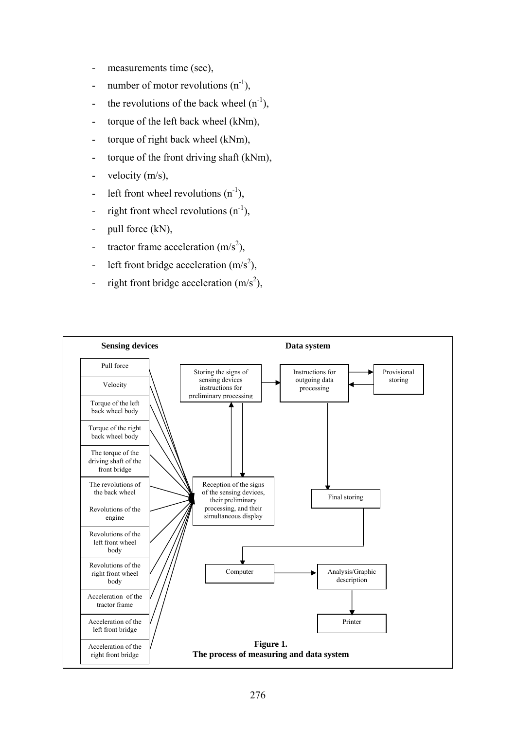- measurements time (sec),
- number of motor revolutions ($n^{-1}$),
- the revolutions of the back wheel ($n^{-1}$),
- torque of the left back wheel (kNm),
- torque of right back wheel (kNm),
- torque of the front driving shaft (kNm),
- velocity (m/s),
- left front wheel revolutions ($n^{-1}$),
- right front wheel revolutions ($n^{-1}$),
- pull force (kN),
- tractor frame acceleration ($m/s^2$),
- left front bridge acceleration ($m/s^2$),
- right front bridge acceleration ($m/s^2$),

**Sensing devices**

- Pull force
- Velocity
- Torque of the left back wheel body
- Torque of the right back wheel body
- The torque of the driving shaft of the front bridge
- The revolutions of the back wheel
- Revolutions of the engine
- Revolutions of the left front wheel body
- Revolutions of the right front wheel body
- Acceleration of the tractor frame
- Acceleration of the left front bridge
- Acceleration of the right front bridge

**Data system**

- Reception of the signs of the sensing devices, their preliminary processing, and their simultaneous display
- Storing the signs of sensing devices instructions for preliminary processing
- Instructions for outgoing data processing
- Provisional storing
- Final storing
- Computer
- Analysis/Graphic description
- Printer

**Figure 1.**
**The process of measuring and data system**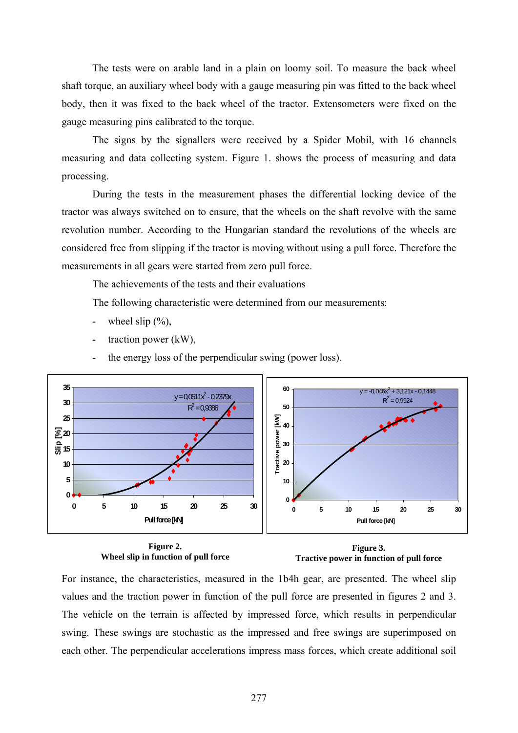The tests were on arable land in a plain on loomy soil. To measure the back wheel shaft torque, an auxiliary wheel body with a gauge measuring pin was fitted to the back wheel body, then it was fixed to the back wheel of the tractor. Extensometers were fixed on the gauge measuring pins calibrated to the torque.

The signs by the signallers were received by a Spider Mobil, with 16 channels measuring and data collecting system. Figure 1. shows the process of measuring and data processing.

During the tests in the measurement phases the differential locking device of the tractor was always switched on to ensure, that the wheels on the shaft revolve with the same revolution number. According to the Hungarian standard the revolutions of the wheels are considered free from slipping if the tractor is moving without using a pull force. Therefore the measurements in all gears were started from zero pull force.

The achievements of the tests and their evaluations

The following characteristic were determined from our measurements:

- wheel slip (%),
- traction power (kW),
- the energy loss of the perpendicular swing (power loss).

**Figure 2.**
**Wheel slip in function of pull force**

**Figure 3.**
**Tractive power in function of pull force**

For instance, the characteristics, measured in the 1b4h gear, are presented. The wheel slip values and the traction power in function of the pull force are presented in figures 2 and 3. The vehicle on the terrain is affected by impressed force, which results in perpendicular swing. These swings are stochastic as the impressed and free swings are superimposed on each other. The perpendicular accelerations impress mass forces, which create additional soil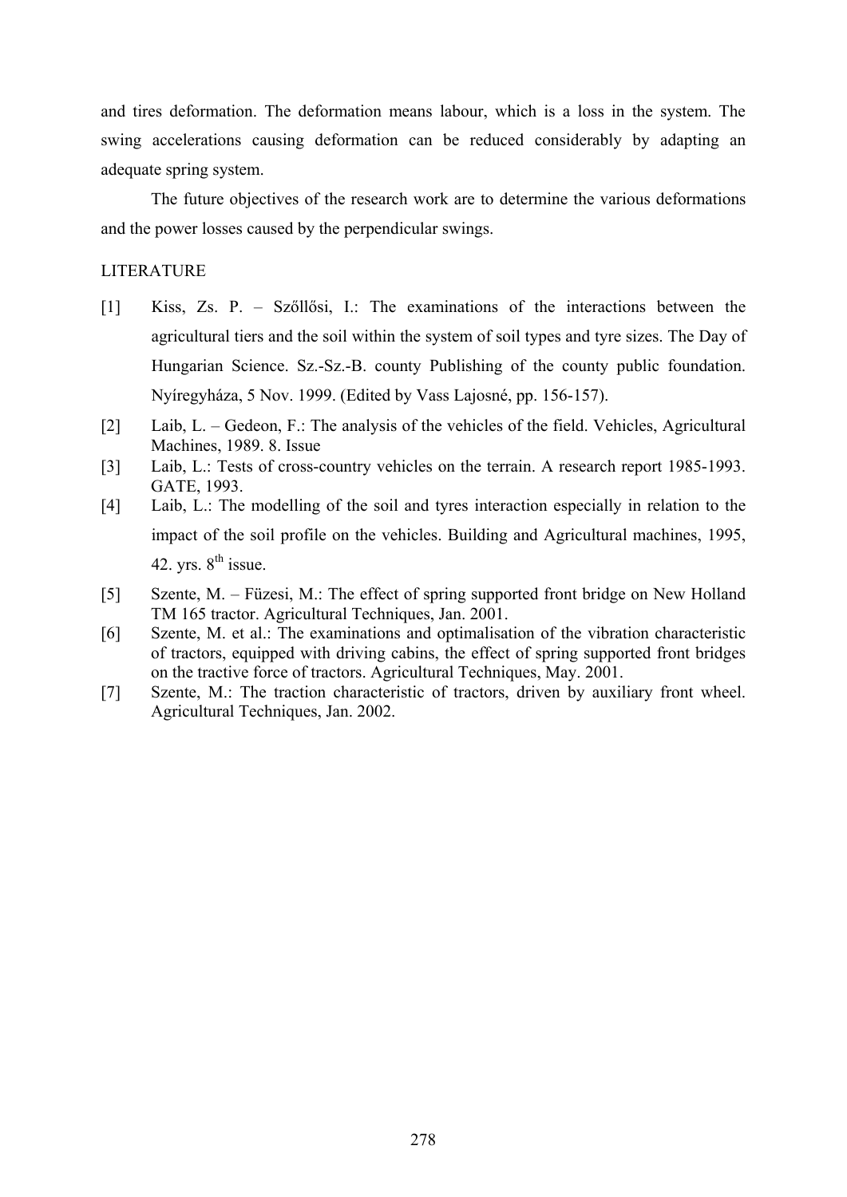and tires deformation. The deformation means labour, which is a loss in the system. The swing accelerations causing deformation can be reduced considerably by adapting an adequate spring system.

The future objectives of the research work are to determine the various deformations and the power losses caused by the perpendicular swings.

LITERATURE

[1] Kiss, Zs. P. – Szőllősi, I.: The examinations of the interactions between the agricultural tiers and the soil within the system of soil types and tyre sizes. The Day of Hungarian Science. Sz.-Sz.-B. county Publishing of the county public foundation. Nyíregyháza, 5 Nov. 1999. (Edited by Vass Lajosné, pp. 156-157).

[2] Laib, L. – Gedeon, F.: The analysis of the vehicles of the field. Vehicles, Agricultural Machines, 1989. 8. Issue

[3] Laib, L.: Tests of cross-country vehicles on the terrain. A research report 1985-1993. GATE, 1993.

[4] Laib, L.: The modelling of the soil and tyres interaction especially in relation to the impact of the soil profile on the vehicles. Building and Agricultural machines, 1995, 42. yrs. 8th issue.

[5] Szente, M. – Füzesi, M.: The effect of spring supported front bridge on New Holland TM 165 tractor. Agricultural Techniques, Jan. 2001.

[6] Szente, M. et al.: The examinations and optimalisation of the vibration characteristic of tractors, equipped with driving cabins, the effect of spring supported front bridges on the tractive force of tractors. Agricultural Techniques, May. 2001.

[7] Szente, M.: The traction characteristic of tractors, driven by auxiliary front wheel. Agricultural Techniques, Jan. 2002.